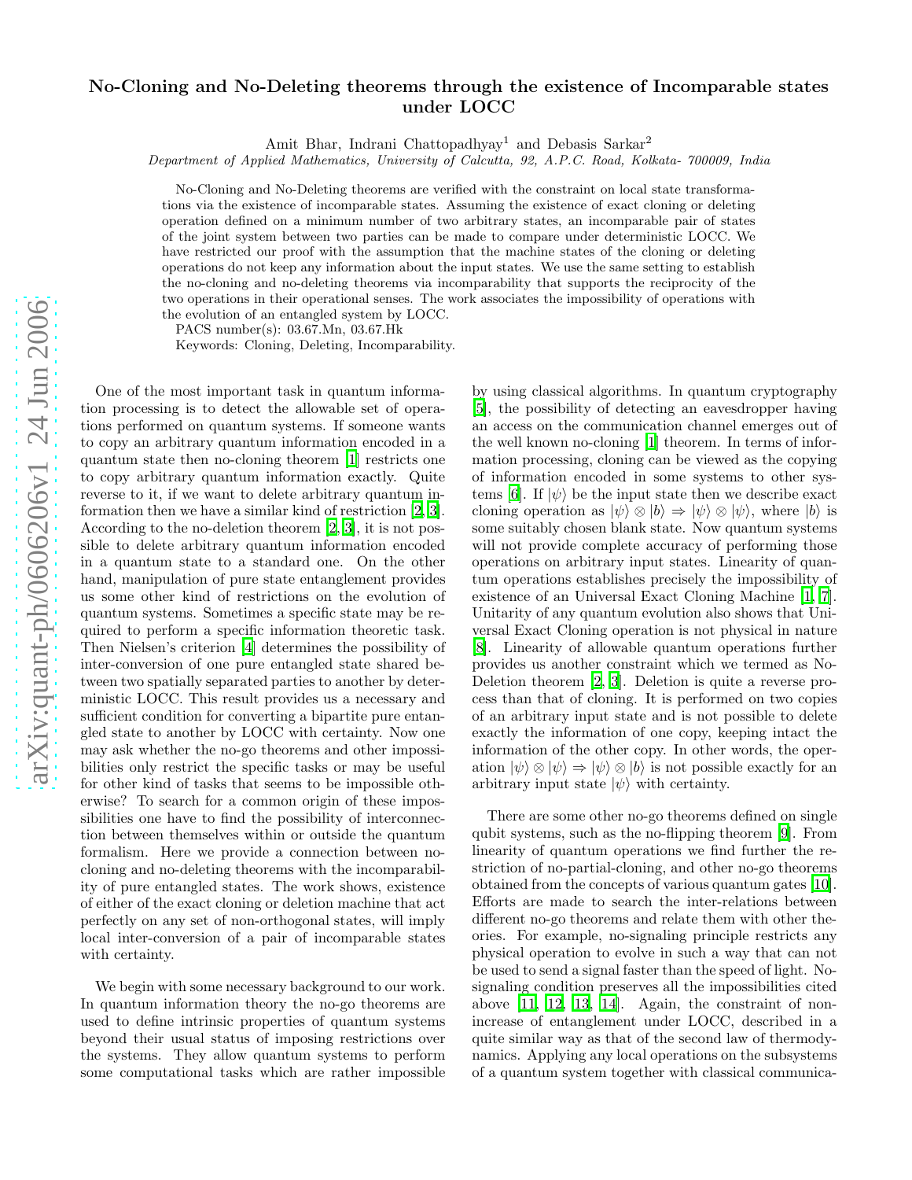# No-Cloning and No-Deleting theorems through the existence of Incomparable states under LOCC

Amit Bhar, Indrani Chattopadhyay[1] and Debasis Sarkar[2]

*Department of Applied Mathematics, University of Calcutta, 92, A.P.C. Road, Kolkata- 700009, India*

No-Cloning and No-Deleting theorems are verified with the constraint on local state transformations via the existence of incomparable states. Assuming the existence of exact cloning or deleting operation defined on a minimum number of two arbitrary states, an incomparable pair of states of the joint system between two parties can be made to compare under deterministic LOCC. We have restricted our proof with the assumption that the machine states of the cloning or deleting operations do not keep any information about the input states. We use the same setting to establish the no-cloning and no-deleting theorems via incomparability that supports the reciprocity of the two operations in their operational senses. The work associates the impossibility of operations with the evolution of an entangled system by LOCC.

PACS number(s): 03.67.Mn, 03.67.Hk

Keywords: Cloning, Deleting, Incomparability.

One of the most important task in quantum information processing is to detect the allowable set of operations performed on quantum systems. If someone wants to copy an arbitrary quantum information encoded in a quantum state then no-cloning theorem [1] restricts one to copy arbitrary quantum information exactly. Quite reverse to it, if we want to delete arbitrary quantum information then we have a similar kind of restriction [2, 3]. According to the no-deletion theorem [2, 3], it is not possible to delete arbitrary quantum information encoded in a quantum state to a standard one. On the other hand, manipulation of pure state entanglement provides us some other kind of restrictions on the evolution of quantum systems. Sometimes a specific state may be required to perform a specific information theoretic task. Then Nielsen's criterion [4] determines the possibility of inter-conversion of one pure entangled state shared between two spatially separated parties to another by deterministic LOCC. This result provides us a necessary and sufficient condition for converting a bipartite pure entangled state to another by LOCC with certainty. Now one may ask whether the no-go theorems and other impossibilities only restrict the specific tasks or may be useful for other kind of tasks that seems to be impossible otherwise? To search for a common origin of these impossibilities one have to find the possibility of interconnection between themselves within or outside the quantum formalism. Here we provide a connection between no-cloning and no-deleting theorems with the incomparability of pure entangled states. The work shows, existence of either of the exact cloning or deletion machine that act perfectly on any set of non-orthogonal states, will imply local inter-conversion of a pair of incomparable states with certainty.

We begin with some necessary background to our work. In quantum information theory the no-go theorems are used to define intrinsic properties of quantum systems beyond their usual status of imposing restrictions over the systems. They allow quantum systems to perform some computational tasks which are rather impossible by using classical algorithms. In quantum cryptography [5], the possibility of detecting an eavesdropper having an access on the communication channel emerges out of the well known no-cloning [1] theorem. In terms of information processing, cloning can be viewed as the copying of information encoded in some systems to other systems [6]. If $|\psi\rangle$ be the input state then we describe exact cloning operation as $|\psi\rangle \otimes |b\rangle \Rightarrow |\psi\rangle \otimes |\psi\rangle$, where $|b\rangle$ is some suitably chosen blank state. Now quantum systems will not provide complete accuracy of performing those operations on arbitrary input states. Linearity of quantum operations establishes precisely the impossibility of existence of an Universal Exact Cloning Machine [1, 7]. Unitarity of any quantum evolution also shows that Universal Exact Cloning operation is not physical in nature [8]. Linearity of allowable quantum operations further provides us another constraint which we termed as No-Deletion theorem [2, 3]. Deletion is quite a reverse process than that of cloning. It is performed on two copies of an arbitrary input state and is not possible to delete exactly the information of one copy, keeping intact the information of the other copy. In other words, the operation $|\psi\rangle \otimes |\psi\rangle \Rightarrow |\psi\rangle \otimes |b\rangle$ is not possible exactly for an arbitrary input state $|\psi\rangle$ with certainty.

There are some other no-go theorems defined on single qubit systems, such as the no-flipping theorem [9]. From linearity of quantum operations we find further the restriction of no-partial-cloning, and other no-go theorems obtained from the concepts of various quantum gates [10]. Efforts are made to search the inter-relations between different no-go theorems and relate them with other theories. For example, no-signaling principle restricts any physical operation to evolve in such a way that can not be used to send a signal faster than the speed of light. No-signaling condition preserves all the impossibilities cited above [11, 12, 13, 14]. Again, the constraint of non-increase of entanglement under LOCC, described in a quite similar way as that of the second law of thermodynamics. Applying any local operations on the subsystems of a quantum system together with classical communica-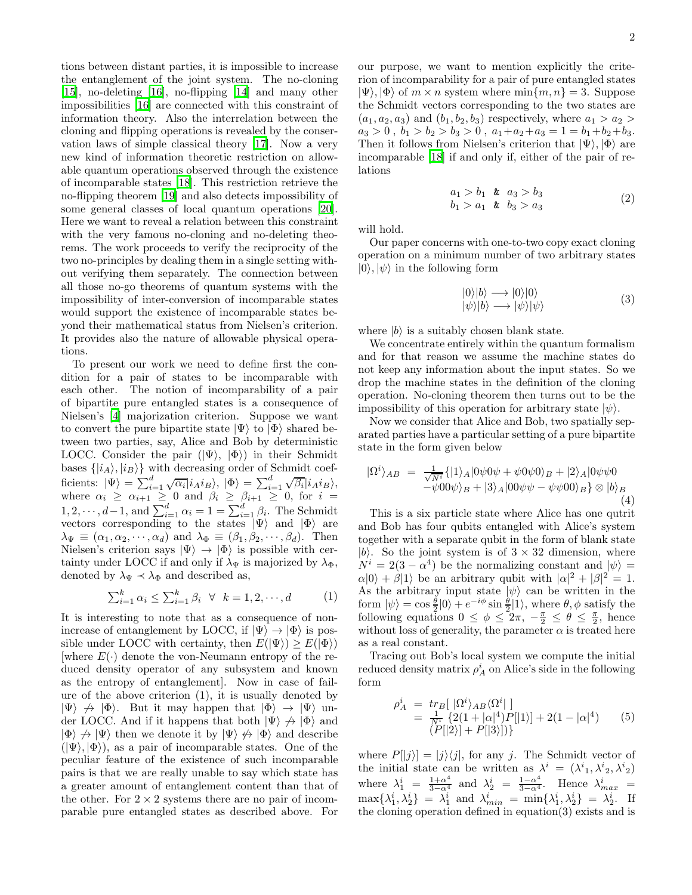tions between distant parties, it is impossible to increase the entanglement of the joint system. The no-cloning [15], no-deleting [16], no-flipping [14] and many other impossibilities [16] are connected with this constraint of information theory. Also the interrelation between the cloning and flipping operations is revealed by the conservation laws of simple classical theory [17]. Now a very new kind of information theoretic restriction on allowable quantum operations observed through the existence of incomparable states [18]. This restriction retrieve the no-flipping theorem [19] and also detects impossibility of some general classes of local quantum operations [20]. Here we want to reveal a relation between this constraint with the very famous no-cloning and no-deleting theorems. The work proceeds to verify the reciprocity of the two no-principles by dealing them in a single setting without verifying them separately. The connection between all those no-go theorems of quantum systems with the impossibility of inter-conversion of incomparable states would support the existence of incomparable states beyond their mathematical status from Nielsen's criterion. It provides also the nature of allowable physical operations.

To present our work we need to define first the condition for a pair of states to be incomparable with each other. The notion of incomparability of a pair of bipartite pure entangled states is a consequence of Nielsen's [4] majorization criterion. Suppose we want to convert the pure bipartite state $|\Psi\rangle$ to $|\Phi\rangle$ shared between two parties, say, Alice and Bob by deterministic LOCC. Consider the pair $(|\Psi\rangle, |\Phi\rangle)$ in their Schmidt bases $\{|i_A\rangle, |i_B\rangle\}$ with decreasing order of Schmidt coefficients: $|\Psi\rangle = \sum_{i=1}^{d}\sqrt{\alpha_i}|i_A i_B\rangle$, $|\Phi\rangle = \sum_{i=1}^{d}\sqrt{\beta_i}|i_A i_B\rangle$, where $\alpha_i \geq \alpha_{i+1} \geq 0$ and $\beta_i \geq \beta_{i+1} \geq 0$, for $i = 1, 2, \cdots, d-1$, and $\sum_{i=1}^{d}\alpha_i = 1 = \sum_{i=1}^{d}\beta_i$. The Schmidt vectors corresponding to the states $|\Psi\rangle$ and $|\Phi\rangle$ are $\lambda_\Psi \equiv (\alpha_1, \alpha_2, \cdots, \alpha_d)$ and $\lambda_\Phi \equiv (\beta_1, \beta_2, \cdots, \beta_d)$. Then Nielsen's criterion says $|\Psi\rangle \to |\Phi\rangle$ is possible with certainty under LOCC if and only if $\lambda_\Psi$ is majorized by $\lambda_\Phi$, denoted by $\lambda_\Psi \prec \lambda_\Phi$ and described as,

$$\sum_{i=1}^{k}\alpha_i \leq \sum_{i=1}^{k}\beta_i \quad \forall \quad k = 1, 2, \cdots, d \tag{1}$$

It is interesting to note that as a consequence of non-increase of entanglement by LOCC, if $|\Psi\rangle \to |\Phi\rangle$ is possible under LOCC with certainty, then $E(|\Psi\rangle) \geq E(|\Phi\rangle)$ [where $E(\cdot)$ denote the von-Neumann entropy of the reduced density operator of any subsystem and known as the entropy of entanglement]. Now in case of failure of the above criterion (1), it is usually denoted by $|\Psi\rangle \not\to |\Phi\rangle$. But it may happen that $|\Phi\rangle \to |\Psi\rangle$ under LOCC. And if it happens that both $|\Psi\rangle \not\to |\Phi\rangle$ and $|\Phi\rangle \not\to |\Psi\rangle$ then we denote it by $|\Psi\rangle \not\leftrightarrow |\Phi\rangle$ and describe $(|\Psi\rangle, |\Phi\rangle)$, as a pair of incomparable states. One of the peculiar feature of the existence of such incomparable pairs is that we are really unable to say which state has a greater amount of entanglement content than that of the other. For $2\times 2$ systems there are no pair of incomparable pure entangled states as described above. For our purpose, we want to mention explicitly the criterion of incomparability for a pair of pure entangled states $|\Psi\rangle, |\Phi\rangle$ of $m \times n$ system where $\min\{m, n\} = 3$. Suppose the Schmidt vectors corresponding to the two states are $(a_1, a_2, a_3)$ and $(b_1, b_2, b_3)$ respectively, where $a_1 > a_2 > a_3 > 0$ , $b_1 > b_2 > b_3 > 0$ , $a_1 + a_2 + a_3 = 1 = b_1 + b_2 + b_3$. Then it follows from Nielsen's criterion that $|\Psi\rangle, |\Phi\rangle$ are incomparable [18] if and only if, either of the pair of relations

$$\begin{array}{l} a_1 > b_1 \ \ \& \ \ a_3 > b_3 \\ b_1 > a_1 \ \ \& \ \ b_3 > a_3 \end{array} \tag{2}$$

will hold.

Our paper concerns with one-to-two copy exact cloning operation on a minimum number of two arbitrary states $|0\rangle, |\psi\rangle$ in the following form

$$\begin{array}{l} |0\rangle|b\rangle \longrightarrow |0\rangle|0\rangle \\ |\psi\rangle|b\rangle \longrightarrow |\psi\rangle|\psi\rangle \end{array} \tag{3}$$

where $|b\rangle$ is a suitably chosen blank state.

We concentrate entirely within the quantum formalism and for that reason we assume the machine states do not keep any information about the input states. So we drop the machine states in the definition of the cloning operation. No-cloning theorem then turns out to be the impossibility of this operation for arbitrary state $|\psi\rangle$.

Now we consider that Alice and Bob, two spatially separated parties have a particular setting of a pure bipartite state in the form given below

$$\begin{array}{rcl} |\Omega^i\rangle_{AB} &=& \frac{1}{\sqrt{N^i}}\{|1\rangle_A|0\psi 0\psi + \psi 0\psi 0\rangle_B + |2\rangle_A|0\psi\psi 0 \\ && -\psi 00\psi\rangle_B + |3\rangle_A|00\psi\psi - \psi\psi 00\rangle_B\} \otimes |b\rangle_B \end{array} \tag{4}$$

This is a six particle state where Alice has one qutrit and Bob has four qubits entangled with Alice's system together with a separate qubit in the form of blank state $|b\rangle$. So the joint system is of $3 \times 32$ dimension, where $N^i = 2(3 - \alpha^4)$ be the normalizing constant and $|\psi\rangle = \alpha|0\rangle + \beta|1\rangle$ be an arbitrary qubit with $|\alpha|^2 + |\beta|^2 = 1$. As the arbitrary input state $|\psi\rangle$ can be written in the form $|\psi\rangle = \cos\frac{\theta}{2}|0\rangle + e^{-i\phi}\sin\frac{\theta}{2}|1\rangle$, where $\theta, \phi$ satisfy the following equations $0 \leq \phi \leq 2\pi$, $-\frac{\pi}{2} \leq \theta \leq \frac{\pi}{2}$, hence without loss of generality, the parameter $\alpha$ is treated here as a real constant.

Tracing out Bob's local system we compute the initial reduced density matrix $\rho_A^i$ on Alice's side in the following form

$$\begin{array}{rcl} \rho_A^i &=& tr_B[\ |\Omega^i\rangle_{AB}\langle\Omega^i|\ ] \\ &=& \frac{1}{N^i}\{2(1 + |\alpha|^4)P[|1\rangle] + 2(1 - |\alpha|^4) \\ && (P[|2\rangle] + P[|3\rangle])\} \end{array} \tag{5}$$

where $P[|j\rangle] = |j\rangle\langle j|$, for any $j$. The Schmidt vector of the initial state can be written as $\lambda^i = (\lambda^i{}_1, \lambda^i{}_2, \lambda^i{}_2)$ where $\lambda_1^i = \frac{1+\alpha^4}{3-\alpha^4}$ and $\lambda_2^i = \frac{1-\alpha^4}{3-\alpha^4}$. Hence $\lambda_{max}^i = \max\{\lambda_1^i, \lambda_2^i\} = \lambda_1^i$ and $\lambda_{min}^i = \min\{\lambda_1^i, \lambda_2^i\} = \lambda_2^i$. If the cloning operation defined in equation(3) exists and is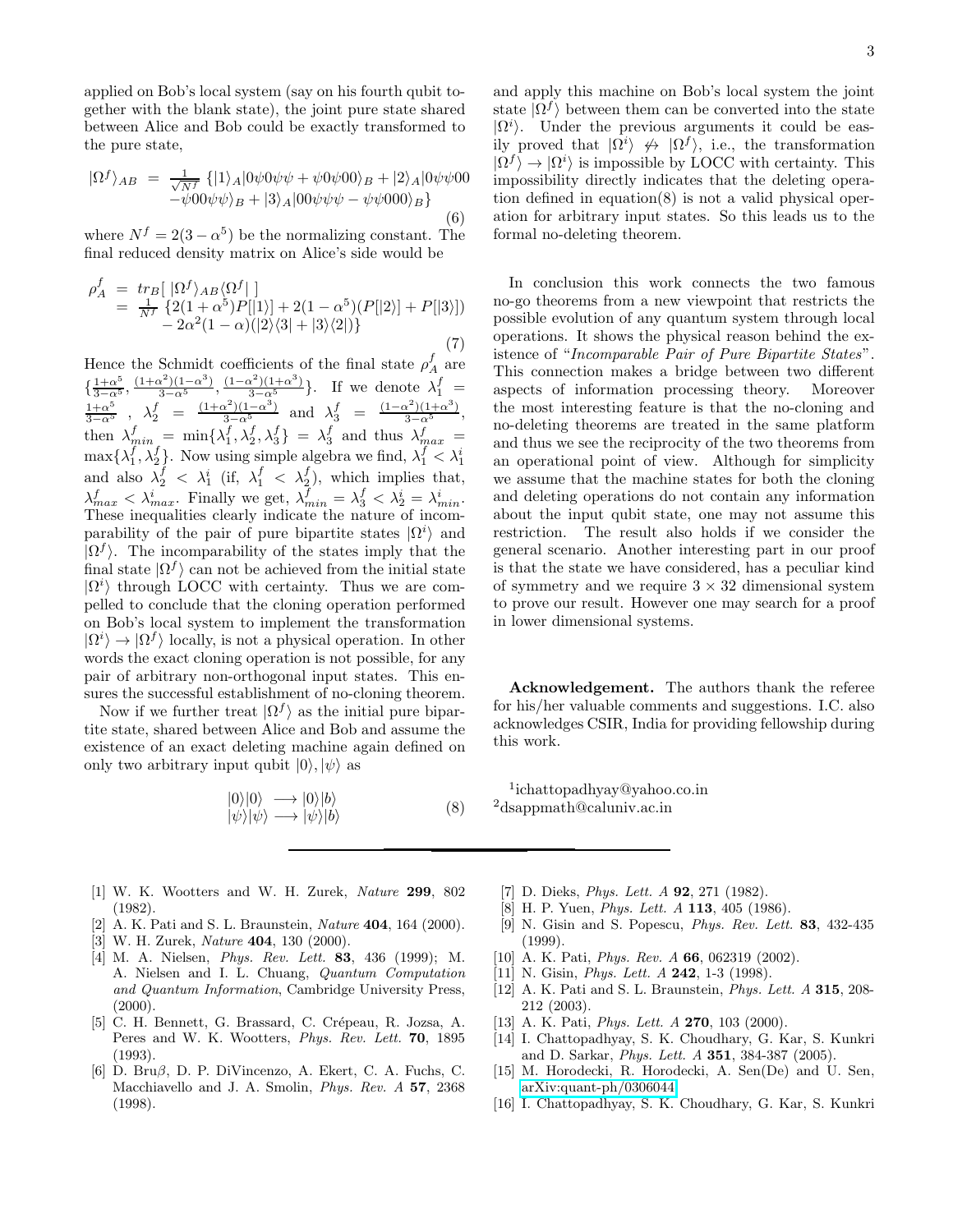applied on Bob's local system (say on his fourth qubit together with the blank state), the joint pure state shared between Alice and Bob could be exactly transformed to the pure state,

$$
\begin{aligned}
|\Omega^f\rangle_{AB} \;=\; & \tfrac{1}{\sqrt{N^f}}\,\{|1\rangle_A|0\psi 0\psi\psi + \psi 0\psi 00\rangle_B + |2\rangle_A|0\psi\psi 00 \\
& -\psi 00\psi\psi\rangle_B + |3\rangle_A|00\psi\psi\psi - \psi\psi 000\rangle_B\}
\end{aligned} \tag{6}
$$

where $N^f = 2(3-\alpha^5)$ be the normalizing constant. The final reduced density matrix on Alice's side would be

$$
\begin{aligned}
\rho_A^f \;&=\; tr_B[\,|\Omega^f\rangle_{AB}\langle\Omega^f|\,] \\
&=\; \tfrac{1}{N^f}\,\{2(1+\alpha^5)P[|1\rangle] + 2(1-\alpha^5)(P[|2\rangle] + P[|3\rangle]) \\
&\quad - 2\alpha^2(1-\alpha)(|2\rangle\langle 3| + |3\rangle\langle 2|)\}
\end{aligned} \tag{7}
$$

Hence the Schmidt coefficients of the final state $\rho_A^f$ are $\{\frac{1+\alpha^5}{3-\alpha^5}, \frac{(1+\alpha^2)(1-\alpha^3)}{3-\alpha^5}, \frac{(1-\alpha^2)(1+\alpha^3)}{3-\alpha^5}\}$. If we denote $\lambda_1^f = \frac{1+\alpha^5}{3-\alpha^5}$ , $\lambda_2^f = \frac{(1+\alpha^2)(1-\alpha^3)}{3-\alpha^5}$ and $\lambda_3^f = \frac{(1-\alpha^2)(1+\alpha^3)}{3-\alpha^5}$, then $\lambda_{min}^f = \min\{\lambda_1^f, \lambda_2^f, \lambda_3^f\} = \lambda_3^f$ and thus $\lambda_{max}^f = \max\{\lambda_1^f, \lambda_2^f\}$. Now using simple algebra we find, $\lambda_1^f < \lambda_1^i$ and also $\lambda_2^f < \lambda_1^i$ (if, $\lambda_1^f < \lambda_2^f$), which implies that, $\lambda_{max}^f < \lambda_{max}^i$. Finally we get, $\lambda_{min}^f = \lambda_3^f < \lambda_2^i = \lambda_{min}^i$. These inequalities clearly indicate the nature of incomparability of the pair of pure bipartite states $|\Omega^i\rangle$ and $|\Omega^f\rangle$. The incomparability of the states imply that the final state $|\Omega^f\rangle$ can not be achieved from the initial state $|\Omega^i\rangle$ through LOCC with certainty. Thus we are compelled to conclude that the cloning operation performed on Bob's local system to implement the transformation $|\Omega^i\rangle \rightarrow |\Omega^f\rangle$ locally, is not a physical operation. In other words the exact cloning operation is not possible, for any pair of arbitrary non-orthogonal input states. This ensures the successful establishment of no-cloning theorem.

Now if we further treat $|\Omega^f\rangle$ as the initial pure bipartite state, shared between Alice and Bob and assume the existence of an exact deleting machine again defined on only two arbitrary input qubit $|0\rangle, |\psi\rangle$ as

$$
\begin{aligned}
|0\rangle|0\rangle &\longrightarrow |0\rangle|b\rangle \\
|\psi\rangle|\psi\rangle &\longrightarrow |\psi\rangle|b\rangle
\end{aligned} \tag{8}
$$

and apply this machine on Bob's local system the joint state $|\Omega^f\rangle$ between them can be converted into the state $|\Omega^i\rangle$. Under the previous arguments it could be easily proved that $|\Omega^i\rangle \not\leftrightarrow |\Omega^f\rangle$, i.e., the transformation $|\Omega^f\rangle \rightarrow |\Omega^i\rangle$ is impossible by LOCC with certainty. This impossibility directly indicates that the deleting operation defined in equation(8) is not a valid physical operation for arbitrary input states. So this leads us to the formal no-deleting theorem.

In conclusion this work connects the two famous no-go theorems from a new viewpoint that restricts the possible evolution of any quantum system through local operations. It shows the physical reason behind the existence of "*Incomparable Pair of Pure Bipartite States*". This connection makes a bridge between two different aspects of information processing theory. Moreover the most interesting feature is that the no-cloning and no-deleting theorems are treated in the same platform and thus we see the reciprocity of the two theorems from an operational point of view. Although for simplicity we assume that the machine states for both the cloning and deleting operations do not contain any information about the input qubit state, one may not assume this restriction. The result also holds if we consider the general scenario. Another interesting part in our proof is that the state we have considered, has a peculiar kind of symmetry and we require $3 \times 32$ dimensional system to prove our result. However one may search for a proof in lower dimensional systems.

**Acknowledgement.** The authors thank the referee for his/her valuable comments and suggestions. I.C. also acknowledges CSIR, India for providing fellowship during this work.

[1] ichattopadhyay@yahoo.co.in
[2] dsappmath@caluniv.ac.in

---

[1] W. K. Wootters and W. H. Zurek, *Nature* **299**, 802 (1982).

[2] A. K. Pati and S. L. Braunstein, *Nature* **404**, 164 (2000).

[3] W. H. Zurek, *Nature* **404**, 130 (2000).

[4] M. A. Nielsen, *Phys. Rev. Lett.* **83**, 436 (1999); M. A. Nielsen and I. L. Chuang, *Quantum Computation and Quantum Information*, Cambridge University Press, (2000).

[5] C. H. Bennett, G. Brassard, C. Crépeau, R. Jozsa, A. Peres and W. K. Wootters, *Phys. Rev. Lett.* **70**, 1895 (1993).

[6] D. Bruβ, D. P. DiVincenzo, A. Ekert, C. A. Fuchs, C. Macchiavello and J. A. Smolin, *Phys. Rev. A* **57**, 2368 (1998).

[7] D. Dieks, *Phys. Lett. A* **92**, 271 (1982).

[8] H. P. Yuen, *Phys. Lett. A* **113**, 405 (1986).

[9] N. Gisin and S. Popescu, *Phys. Rev. Lett.* **83**, 432-435 (1999).

[10] A. K. Pati, *Phys. Rev. A* **66**, 062319 (2002).

[11] N. Gisin, *Phys. Lett. A* **242**, 1-3 (1998).

[12] A. K. Pati and S. L. Braunstein, *Phys. Lett. A* **315**, 208-212 (2003).

[13] A. K. Pati, *Phys. Lett. A* **270**, 103 (2000).

[14] I. Chattopadhyay, S. K. Choudhary, G. Kar, S. Kunkri and D. Sarkar, *Phys. Lett. A* **351**, 384-387 (2005).

[15] M. Horodecki, R. Horodecki, A. Sen(De) and U. Sen, arXiv:quant-ph/0306044.

[16] I. Chattopadhyay, S. K. Choudhary, G. Kar, S. Kunkri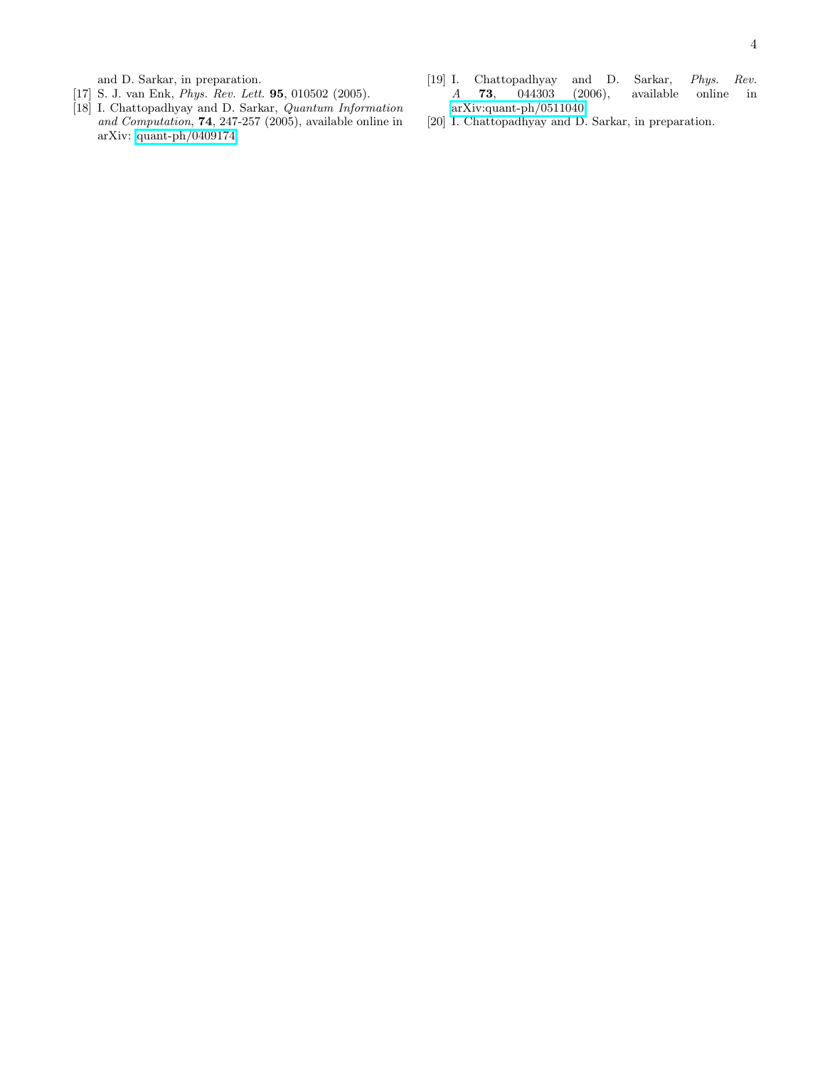and D. Sarkar, in preparation.

[17] S. J. van Enk, *Phys. Rev. Lett.* **95**, 010502 (2005).

[18] I. Chattopadhyay and D. Sarkar, *Quantum Information and Computation*, **74**, 247-257 (2005), available online in arXiv: quant-ph/0409174

[19] I. Chattopadhyay and D. Sarkar, *Phys. Rev. A* **73**, 044303 (2006), available online in arXiv:quant-ph/0511040

[20] I. Chattopadhyay and D. Sarkar, in preparation.